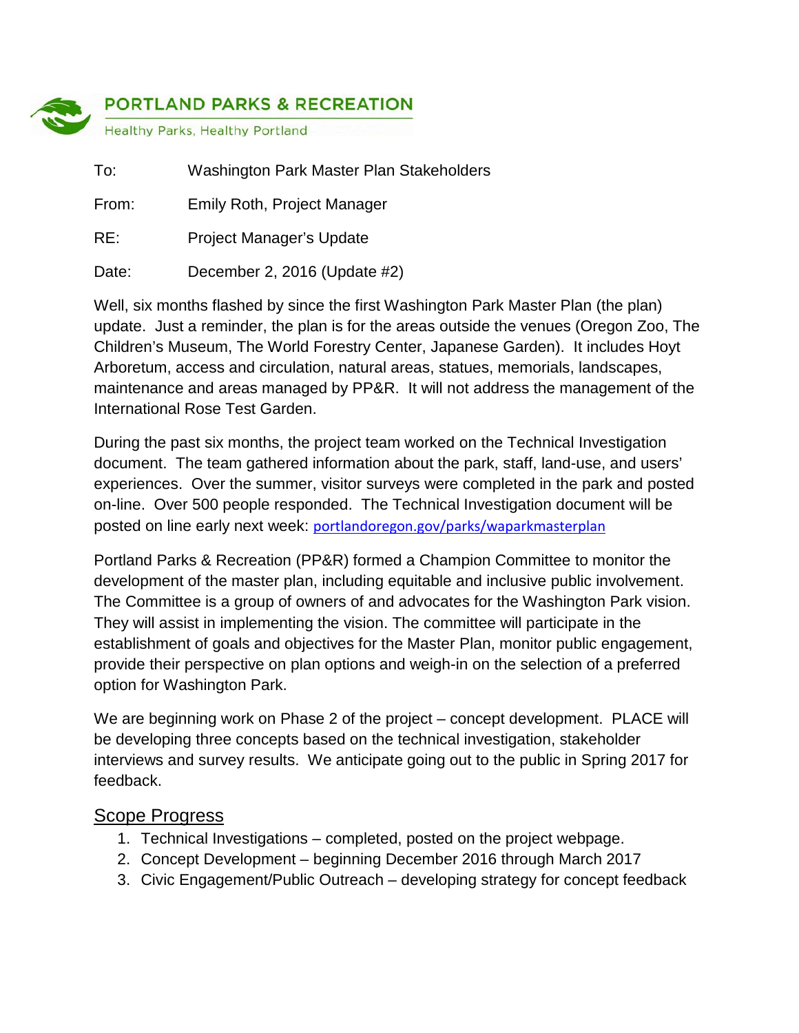PORTLAND PARKS & RECREATION

Healthy Parks, Healthy Portland

To: Washington Park Master Plan Stakeholders

From: Emily Roth, Project Manager

RE: Project Manager's Update

Date: December 2, 2016 (Update #2)

Well, six months flashed by since the first Washington Park Master Plan (the plan) update. Just a reminder, the plan is for the areas outside the venues (Oregon Zoo, The Children's Museum, The World Forestry Center, Japanese Garden). It includes Hoyt Arboretum, access and circulation, natural areas, statues, memorials, landscapes, maintenance and areas managed by PP&R. It will not address the management of the International Rose Test Garden.

During the past six months, the project team worked on the Technical Investigation document. The team gathered information about the park, staff, land-use, and users' experiences. Over the summer, visitor surveys were completed in the park and posted on-line. Over 500 people responded. The Technical Investigation document will be posted on line early next week: portlandoregon.gov/parks/waparkmasterplan

Portland Parks & Recreation (PP&R) formed a Champion Committee to monitor the development of the master plan, including equitable and inclusive public involvement. The Committee is a group of owners of and advocates for the Washington Park vision. They will assist in implementing the vision. The committee will participate in the establishment of goals and objectives for the Master Plan, monitor public engagement, provide their perspective on plan options and weigh-in on the selection of a preferred option for Washington Park.

We are beginning work on Phase 2 of the project – concept development. PLACE will be developing three concepts based on the technical investigation, stakeholder interviews and survey results. We anticipate going out to the public in Spring 2017 for feedback.

## Scope Progress

1. Technical Investigations – completed, posted on the project webpage.
2. Concept Development – beginning December 2016 through March 2017
3. Civic Engagement/Public Outreach – developing strategy for concept feedback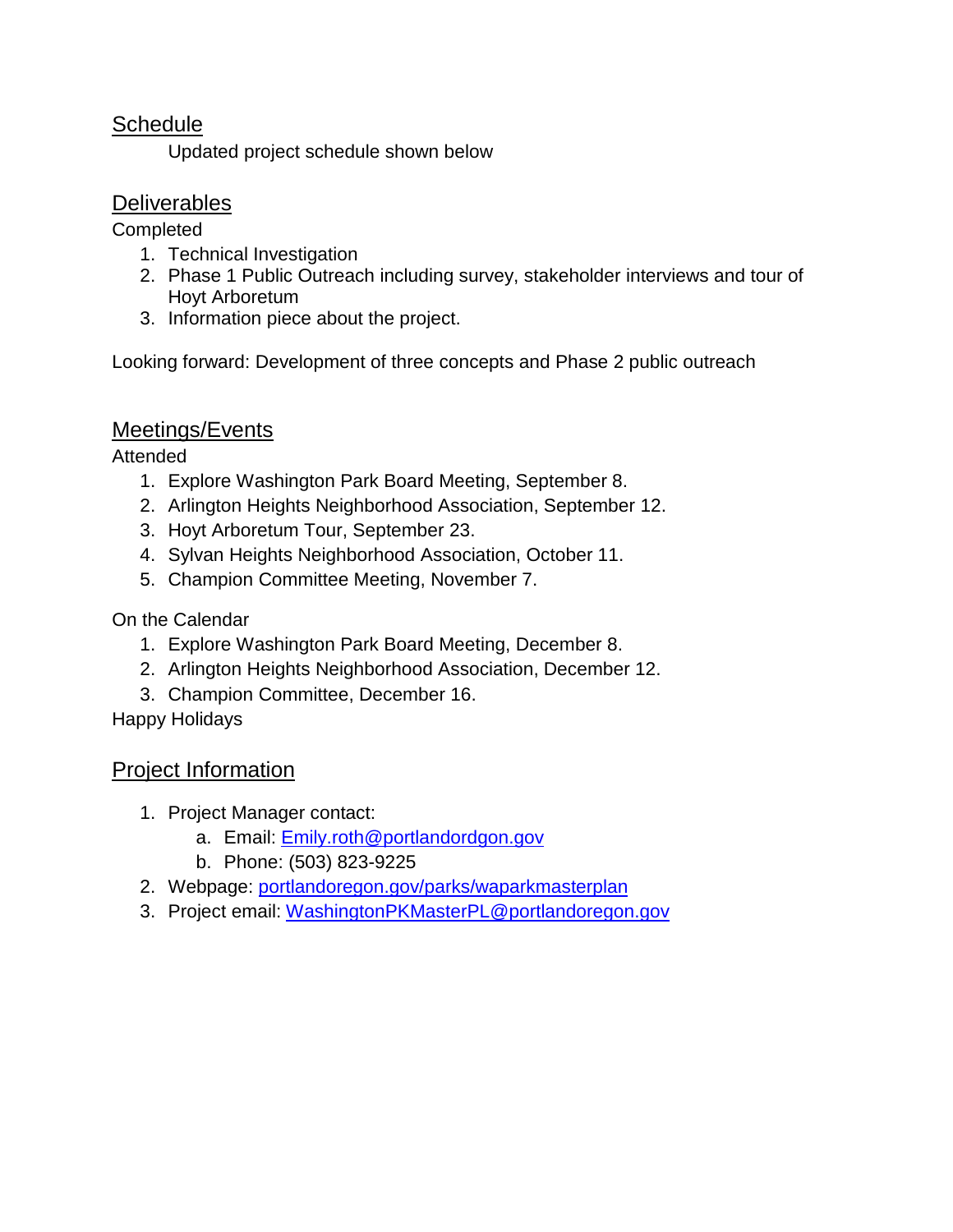## Schedule

Updated project schedule shown below

## Deliverables

Completed

1. Technical Investigation
2. Phase 1 Public Outreach including survey, stakeholder interviews and tour of Hoyt Arboretum
3. Information piece about the project.

Looking forward: Development of three concepts and Phase 2 public outreach

## Meetings/Events

Attended

1. Explore Washington Park Board Meeting, September 8.
2. Arlington Heights Neighborhood Association, September 12.
3. Hoyt Arboretum Tour, September 23.
4. Sylvan Heights Neighborhood Association, October 11.
5. Champion Committee Meeting, November 7.

On the Calendar

1. Explore Washington Park Board Meeting, December 8.
2. Arlington Heights Neighborhood Association, December 12.
3. Champion Committee, December 16.

Happy Holidays

## Project Information

1. Project Manager contact:
   a. Email: Emily.roth@portlandordgon.gov
   b. Phone: (503) 823-9225
2. Webpage: portlandoregon.gov/parks/waparkmasterplan
3. Project email: WashingtonPKMasterPL@portlandoregon.gov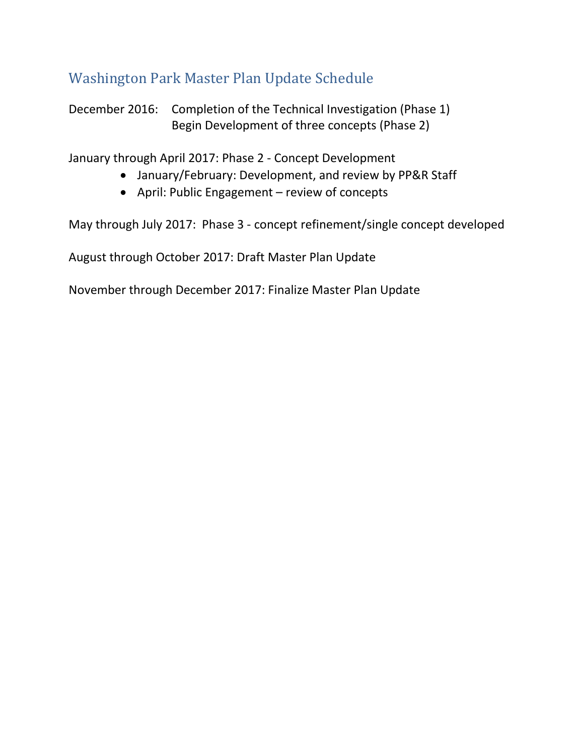## Washington Park Master Plan Update Schedule

December 2016: Completion of the Technical Investigation (Phase 1)
Begin Development of three concepts (Phase 2)

January through April 2017: Phase 2 - Concept Development

- January/February: Development, and review by PP&R Staff
- April: Public Engagement – review of concepts

May through July 2017: Phase 3 - concept refinement/single concept developed

August through October 2017: Draft Master Plan Update

November through December 2017: Finalize Master Plan Update